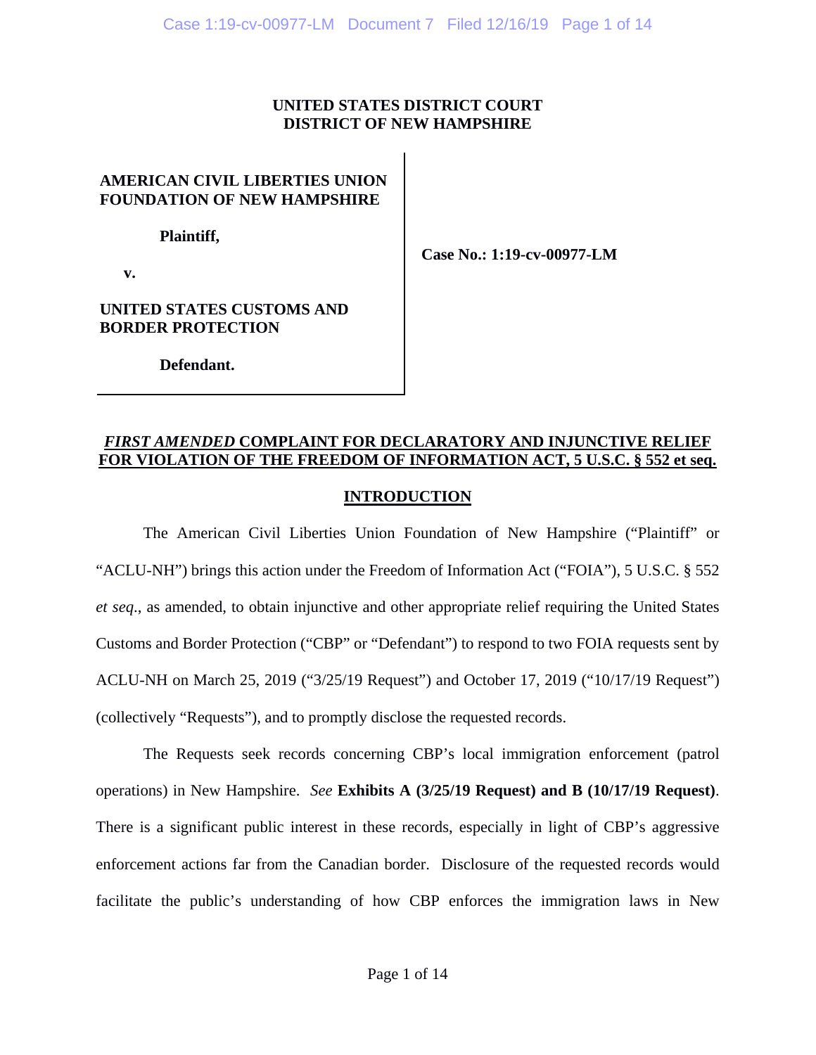**UNITED STATES DISTRICT COURT**
**DISTRICT OF NEW HAMPSHIRE**

| | |
|---|---|
| **AMERICAN CIVIL LIBERTIES UNION FOUNDATION OF NEW HAMPSHIRE**<br><br>**Plaintiff,**<br><br>**v.**<br><br>**UNITED STATES CUSTOMS AND BORDER PROTECTION**<br><br>**Defendant.** | **Case No.: 1:19-cv-00977-LM** |

## ***FIRST AMENDED*** **COMPLAINT FOR DECLARATORY AND INJUNCTIVE RELIEF FOR VIOLATION OF THE FREEDOM OF INFORMATION ACT, 5 U.S.C. § 552 et seq.**

## **INTRODUCTION**

The American Civil Liberties Union Foundation of New Hampshire ("Plaintiff" or "ACLU-NH") brings this action under the Freedom of Information Act ("FOIA"), 5 U.S.C. § 552 *et seq*., as amended, to obtain injunctive and other appropriate relief requiring the United States Customs and Border Protection ("CBP" or "Defendant") to respond to two FOIA requests sent by ACLU-NH on March 25, 2019 ("3/25/19 Request") and October 17, 2019 ("10/17/19 Request") (collectively "Requests"), and to promptly disclose the requested records.

The Requests seek records concerning CBP's local immigration enforcement (patrol operations) in New Hampshire. *See* **Exhibits A (3/25/19 Request) and B (10/17/19 Request)**. There is a significant public interest in these records, especially in light of CBP's aggressive enforcement actions far from the Canadian border. Disclosure of the requested records would facilitate the public's understanding of how CBP enforces the immigration laws in New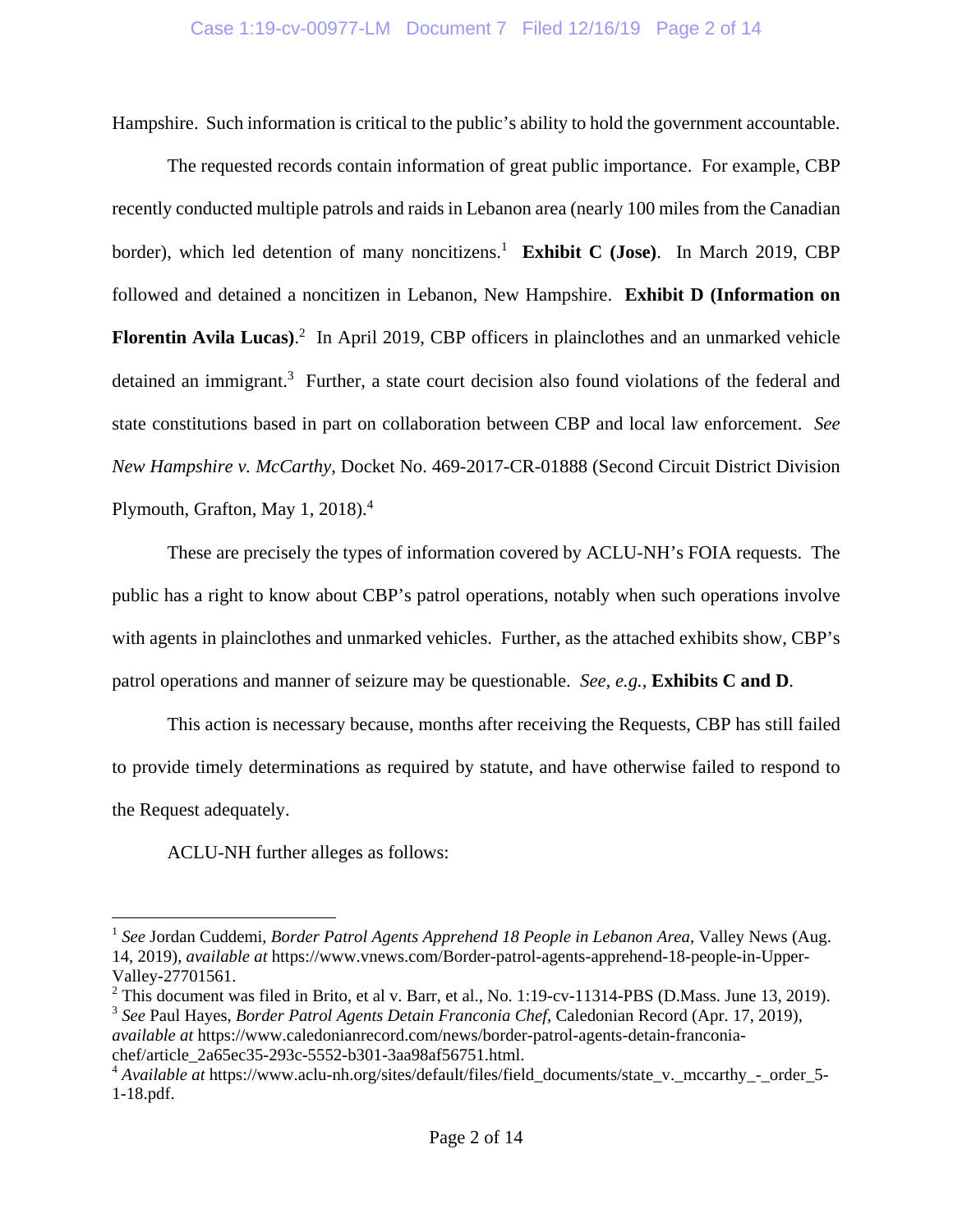Hampshire. Such information is critical to the public's ability to hold the government accountable.

The requested records contain information of great public importance. For example, CBP recently conducted multiple patrols and raids in Lebanon area (nearly 100 miles from the Canadian border), which led detention of many noncitizens.[1] **Exhibit C (Jose)**. In March 2019, CBP followed and detained a noncitizen in Lebanon, New Hampshire. **Exhibit D (Information on Florentin Avila Lucas)**.[2] In April 2019, CBP officers in plainclothes and an unmarked vehicle detained an immigrant.[3] Further, a state court decision also found violations of the federal and state constitutions based in part on collaboration between CBP and local law enforcement. *See New Hampshire v. McCarthy*, Docket No. 469-2017-CR-01888 (Second Circuit District Division Plymouth, Grafton, May 1, 2018).[4]

These are precisely the types of information covered by ACLU-NH's FOIA requests. The public has a right to know about CBP's patrol operations, notably when such operations involve with agents in plainclothes and unmarked vehicles. Further, as the attached exhibits show, CBP's patrol operations and manner of seizure may be questionable. *See, e.g.*, **Exhibits C and D**.

This action is necessary because, months after receiving the Requests, CBP has still failed to provide timely determinations as required by statute, and have otherwise failed to respond to the Request adequately.

ACLU-NH further alleges as follows:

---

[1] *See* Jordan Cuddemi, *Border Patrol Agents Apprehend 18 People in Lebanon Area*, Valley News (Aug. 14, 2019), *available at* https://www.vnews.com/Border-patrol-agents-apprehend-18-people-in-Upper-Valley-27701561.

[2] This document was filed in Brito, et al v. Barr, et al., No. 1:19-cv-11314-PBS (D.Mass. June 13, 2019).

[3] *See* Paul Hayes, *Border Patrol Agents Detain Franconia Chef*, Caledonian Record (Apr. 17, 2019), *available at* https://www.caledonianrecord.com/news/border-patrol-agents-detain-franconia-chef/article_2a65ec35-293c-5552-b301-3aa98af56751.html.

[4] *Available at* https://www.aclu-nh.org/sites/default/files/field_documents/state_v._mccarthy_-_order_5-1-18.pdf.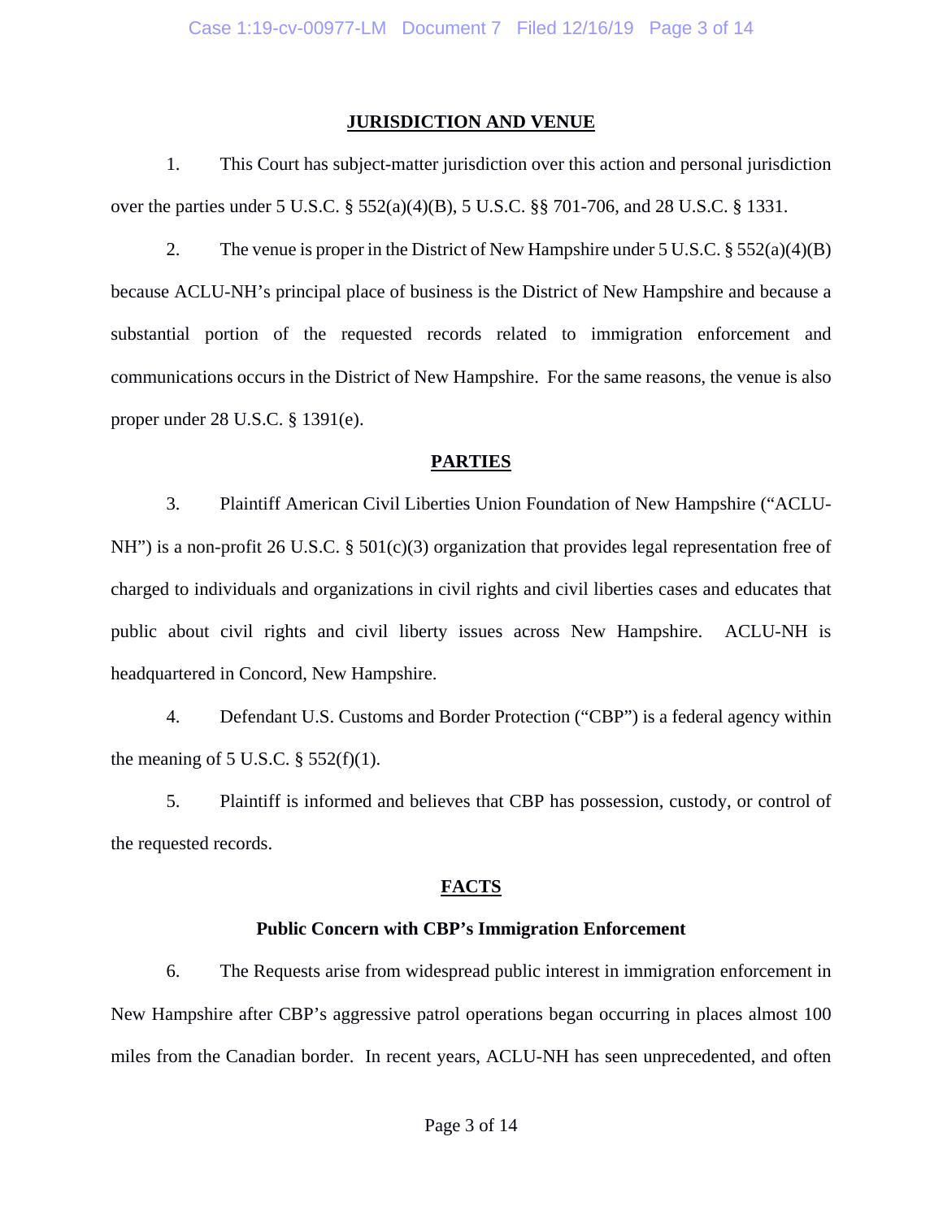## JURISDICTION AND VENUE

1. This Court has subject-matter jurisdiction over this action and personal jurisdiction over the parties under 5 U.S.C. § 552(a)(4)(B), 5 U.S.C. §§ 701-706, and 28 U.S.C. § 1331.

2. The venue is proper in the District of New Hampshire under 5 U.S.C. § 552(a)(4)(B) because ACLU-NH's principal place of business is the District of New Hampshire and because a substantial portion of the requested records related to immigration enforcement and communications occurs in the District of New Hampshire. For the same reasons, the venue is also proper under 28 U.S.C. § 1391(e).

## PARTIES

3. Plaintiff American Civil Liberties Union Foundation of New Hampshire ("ACLU-NH") is a non-profit 26 U.S.C. § 501(c)(3) organization that provides legal representation free of charged to individuals and organizations in civil rights and civil liberties cases and educates that public about civil rights and civil liberty issues across New Hampshire. ACLU-NH is headquartered in Concord, New Hampshire.

4. Defendant U.S. Customs and Border Protection ("CBP") is a federal agency within the meaning of 5 U.S.C. § 552(f)(1).

5. Plaintiff is informed and believes that CBP has possession, custody, or control of the requested records.

## FACTS

### Public Concern with CBP's Immigration Enforcement

6. The Requests arise from widespread public interest in immigration enforcement in New Hampshire after CBP's aggressive patrol operations began occurring in places almost 100 miles from the Canadian border. In recent years, ACLU-NH has seen unprecedented, and often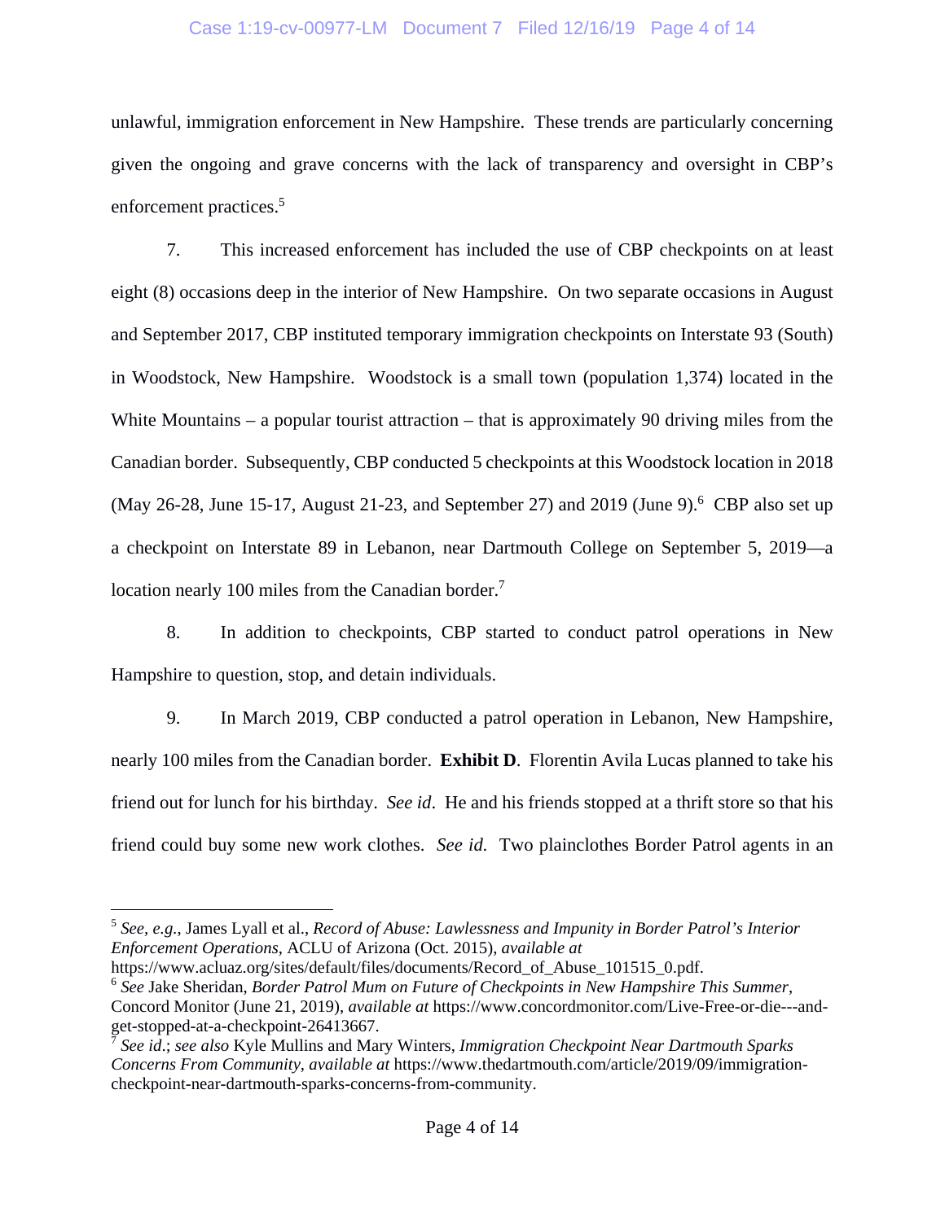unlawful, immigration enforcement in New Hampshire. These trends are particularly concerning given the ongoing and grave concerns with the lack of transparency and oversight in CBP's enforcement practices.[5]

7. This increased enforcement has included the use of CBP checkpoints on at least eight (8) occasions deep in the interior of New Hampshire. On two separate occasions in August and September 2017, CBP instituted temporary immigration checkpoints on Interstate 93 (South) in Woodstock, New Hampshire. Woodstock is a small town (population 1,374) located in the White Mountains – a popular tourist attraction – that is approximately 90 driving miles from the Canadian border. Subsequently, CBP conducted 5 checkpoints at this Woodstock location in 2018 (May 26-28, June 15-17, August 21-23, and September 27) and 2019 (June 9).[6] CBP also set up a checkpoint on Interstate 89 in Lebanon, near Dartmouth College on September 5, 2019—a location nearly 100 miles from the Canadian border.[7]

8. In addition to checkpoints, CBP started to conduct patrol operations in New Hampshire to question, stop, and detain individuals.

9. In March 2019, CBP conducted a patrol operation in Lebanon, New Hampshire, nearly 100 miles from the Canadian border. **Exhibit D**. Florentin Avila Lucas planned to take his friend out for lunch for his birthday. *See id*. He and his friends stopped at a thrift store so that his friend could buy some new work clothes. *See id.* Two plainclothes Border Patrol agents in an

---

[5] *See, e.g.*, James Lyall et al., *Record of Abuse: Lawlessness and Impunity in Border Patrol's Interior Enforcement Operations*, ACLU of Arizona (Oct. 2015), *available at* https://www.acluaz.org/sites/default/files/documents/Record_of_Abuse_101515_0.pdf.

[6] *See* Jake Sheridan, *Border Patrol Mum on Future of Checkpoints in New Hampshire This Summer*, Concord Monitor (June 21, 2019), *available at* https://www.concordmonitor.com/Live-Free-or-die---and-get-stopped-at-a-checkpoint-26413667.

[7] *See id*.; *see also* Kyle Mullins and Mary Winters, *Immigration Checkpoint Near Dartmouth Sparks Concerns From Community*, *available at* https://www.thedartmouth.com/article/2019/09/immigration-checkpoint-near-dartmouth-sparks-concerns-from-community.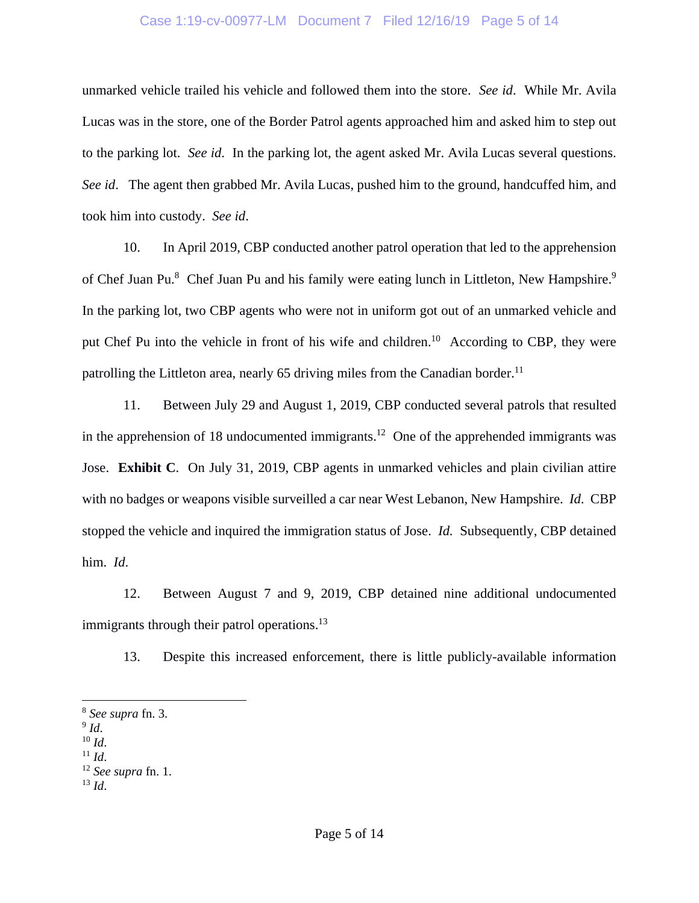unmarked vehicle trailed his vehicle and followed them into the store. *See id*. While Mr. Avila Lucas was in the store, one of the Border Patrol agents approached him and asked him to step out to the parking lot. *See id*. In the parking lot, the agent asked Mr. Avila Lucas several questions. *See id*. The agent then grabbed Mr. Avila Lucas, pushed him to the ground, handcuffed him, and took him into custody. *See id*.

10. In April 2019, CBP conducted another patrol operation that led to the apprehension of Chef Juan Pu.[8] Chef Juan Pu and his family were eating lunch in Littleton, New Hampshire.[9] In the parking lot, two CBP agents who were not in uniform got out of an unmarked vehicle and put Chef Pu into the vehicle in front of his wife and children.[10] According to CBP, they were patrolling the Littleton area, nearly 65 driving miles from the Canadian border.[11]

11. Between July 29 and August 1, 2019, CBP conducted several patrols that resulted in the apprehension of 18 undocumented immigrants.[12] One of the apprehended immigrants was Jose. **Exhibit C**. On July 31, 2019, CBP agents in unmarked vehicles and plain civilian attire with no badges or weapons visible surveilled a car near West Lebanon, New Hampshire. *Id*. CBP stopped the vehicle and inquired the immigration status of Jose. *Id.* Subsequently, CBP detained him. *Id*.

12. Between August 7 and 9, 2019, CBP detained nine additional undocumented immigrants through their patrol operations.[13]

13. Despite this increased enforcement, there is little publicly-available information

---

[8] *See supra* fn. 3.
[9] *Id*.
[10] *Id*.
[11] *Id*.
[12] *See supra* fn. 1.
[13] *Id*.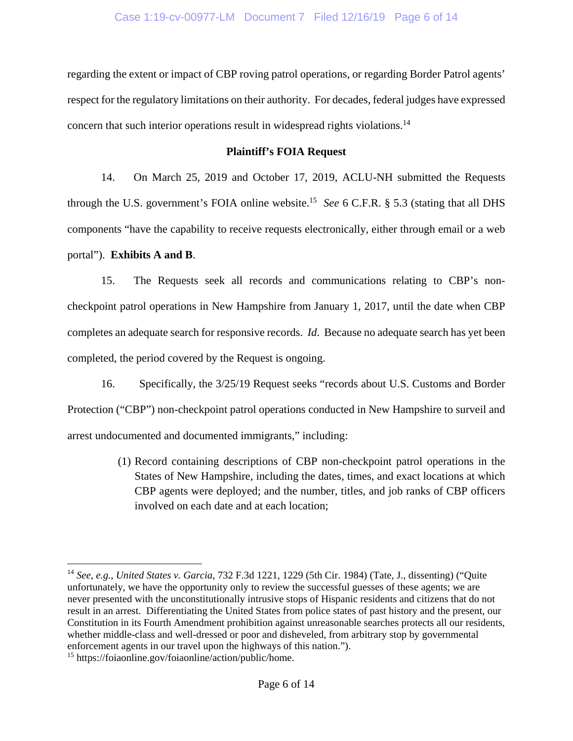regarding the extent or impact of CBP roving patrol operations, or regarding Border Patrol agents' respect for the regulatory limitations on their authority. For decades, federal judges have expressed concern that such interior operations result in widespread rights violations.[14]

## Plaintiff's FOIA Request

14. On March 25, 2019 and October 17, 2019, ACLU-NH submitted the Requests through the U.S. government's FOIA online website.[15] *See* 6 C.F.R. § 5.3 (stating that all DHS components "have the capability to receive requests electronically, either through email or a web portal"). **Exhibits A and B**.

15. The Requests seek all records and communications relating to CBP's non-checkpoint patrol operations in New Hampshire from January 1, 2017, until the date when CBP completes an adequate search for responsive records. *Id*. Because no adequate search has yet been completed, the period covered by the Request is ongoing.

16. Specifically, the 3/25/19 Request seeks "records about U.S. Customs and Border Protection ("CBP") non-checkpoint patrol operations conducted in New Hampshire to surveil and arrest undocumented and documented immigrants," including:

> (1) Record containing descriptions of CBP non-checkpoint patrol operations in the States of New Hampshire, including the dates, times, and exact locations at which CBP agents were deployed; and the number, titles, and job ranks of CBP officers involved on each date and at each location;

---

[14] *See, e.g., United States v. Garcia*, 732 F.3d 1221, 1229 (5th Cir. 1984) (Tate, J., dissenting) ("Quite unfortunately, we have the opportunity only to review the successful guesses of these agents; we are never presented with the unconstitutionally intrusive stops of Hispanic residents and citizens that do not result in an arrest. Differentiating the United States from police states of past history and the present, our Constitution in its Fourth Amendment prohibition against unreasonable searches protects all our residents, whether middle-class and well-dressed or poor and disheveled, from arbitrary stop by governmental enforcement agents in our travel upon the highways of this nation.").

[15] https://foiaonline.gov/foiaonline/action/public/home.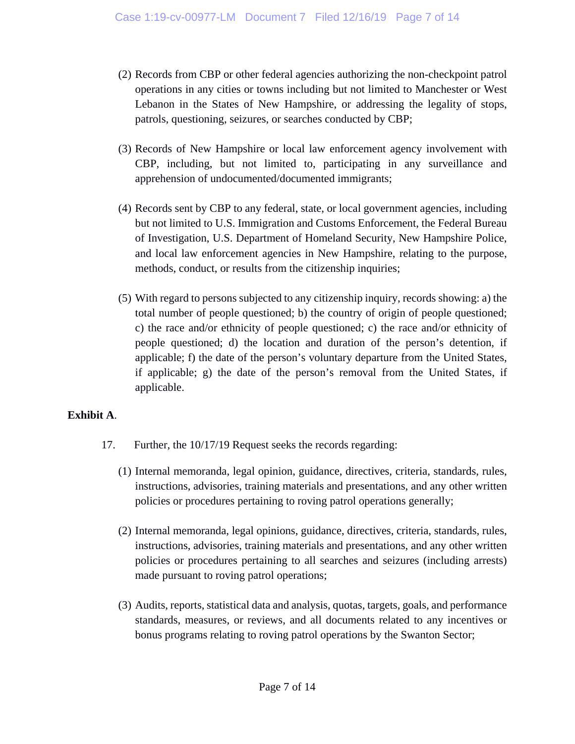(2) Records from CBP or other federal agencies authorizing the non-checkpoint patrol operations in any cities or towns including but not limited to Manchester or West Lebanon in the States of New Hampshire, or addressing the legality of stops, patrols, questioning, seizures, or searches conducted by CBP;

(3) Records of New Hampshire or local law enforcement agency involvement with CBP, including, but not limited to, participating in any surveillance and apprehension of undocumented/documented immigrants;

(4) Records sent by CBP to any federal, state, or local government agencies, including but not limited to U.S. Immigration and Customs Enforcement, the Federal Bureau of Investigation, U.S. Department of Homeland Security, New Hampshire Police, and local law enforcement agencies in New Hampshire, relating to the purpose, methods, conduct, or results from the citizenship inquiries;

(5) With regard to persons subjected to any citizenship inquiry, records showing: a) the total number of people questioned; b) the country of origin of people questioned; c) the race and/or ethnicity of people questioned; c) the race and/or ethnicity of people questioned; d) the location and duration of the person's detention, if applicable; f) the date of the person's voluntary departure from the United States, if applicable; g) the date of the person's removal from the United States, if applicable.

**Exhibit A**.

17. Further, the 10/17/19 Request seeks the records regarding:

(1) Internal memoranda, legal opinion, guidance, directives, criteria, standards, rules, instructions, advisories, training materials and presentations, and any other written policies or procedures pertaining to roving patrol operations generally;

(2) Internal memoranda, legal opinions, guidance, directives, criteria, standards, rules, instructions, advisories, training materials and presentations, and any other written policies or procedures pertaining to all searches and seizures (including arrests) made pursuant to roving patrol operations;

(3) Audits, reports, statistical data and analysis, quotas, targets, goals, and performance standards, measures, or reviews, and all documents related to any incentives or bonus programs relating to roving patrol operations by the Swanton Sector;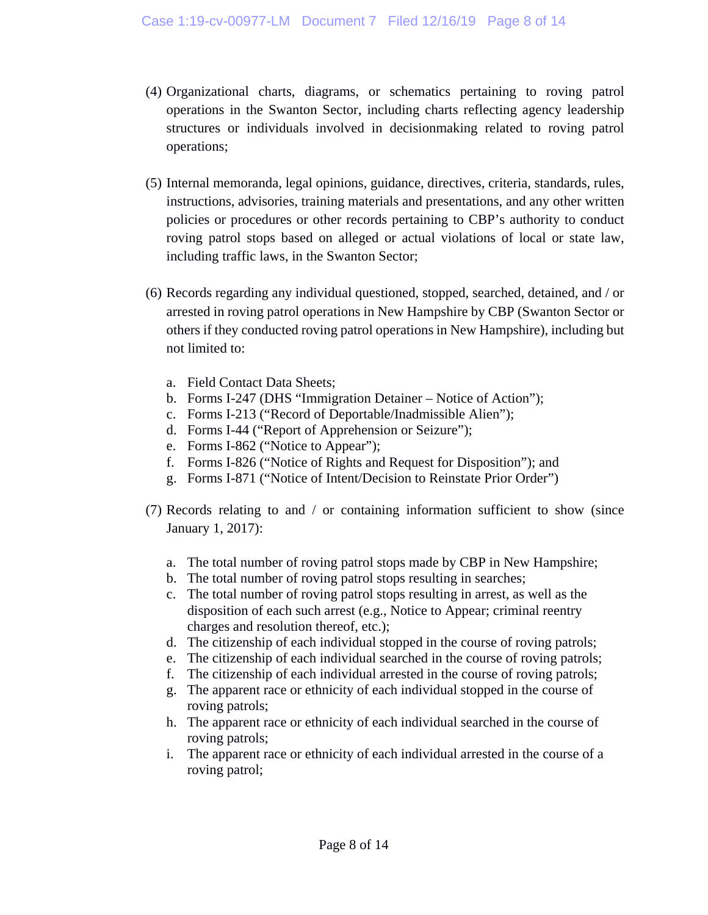(4) Organizational charts, diagrams, or schematics pertaining to roving patrol operations in the Swanton Sector, including charts reflecting agency leadership structures or individuals involved in decisionmaking related to roving patrol operations;

(5) Internal memoranda, legal opinions, guidance, directives, criteria, standards, rules, instructions, advisories, training materials and presentations, and any other written policies or procedures or other records pertaining to CBP's authority to conduct roving patrol stops based on alleged or actual violations of local or state law, including traffic laws, in the Swanton Sector;

(6) Records regarding any individual questioned, stopped, searched, detained, and / or arrested in roving patrol operations in New Hampshire by CBP (Swanton Sector or others if they conducted roving patrol operations in New Hampshire), including but not limited to:

   a. Field Contact Data Sheets;
   b. Forms I-247 (DHS "Immigration Detainer – Notice of Action");
   c. Forms I-213 ("Record of Deportable/Inadmissible Alien");
   d. Forms I-44 ("Report of Apprehension or Seizure");
   e. Forms I-862 ("Notice to Appear");
   f. Forms I-826 ("Notice of Rights and Request for Disposition"); and
   g. Forms I-871 ("Notice of Intent/Decision to Reinstate Prior Order")

(7) Records relating to and / or containing information sufficient to show (since January 1, 2017):

   a. The total number of roving patrol stops made by CBP in New Hampshire;
   b. The total number of roving patrol stops resulting in searches;
   c. The total number of roving patrol stops resulting in arrest, as well as the disposition of each such arrest (e.g., Notice to Appear; criminal reentry charges and resolution thereof, etc.);
   d. The citizenship of each individual stopped in the course of roving patrols;
   e. The citizenship of each individual searched in the course of roving patrols;
   f. The citizenship of each individual arrested in the course of roving patrols;
   g. The apparent race or ethnicity of each individual stopped in the course of roving patrols;
   h. The apparent race or ethnicity of each individual searched in the course of roving patrols;
   i. The apparent race or ethnicity of each individual arrested in the course of a roving patrol;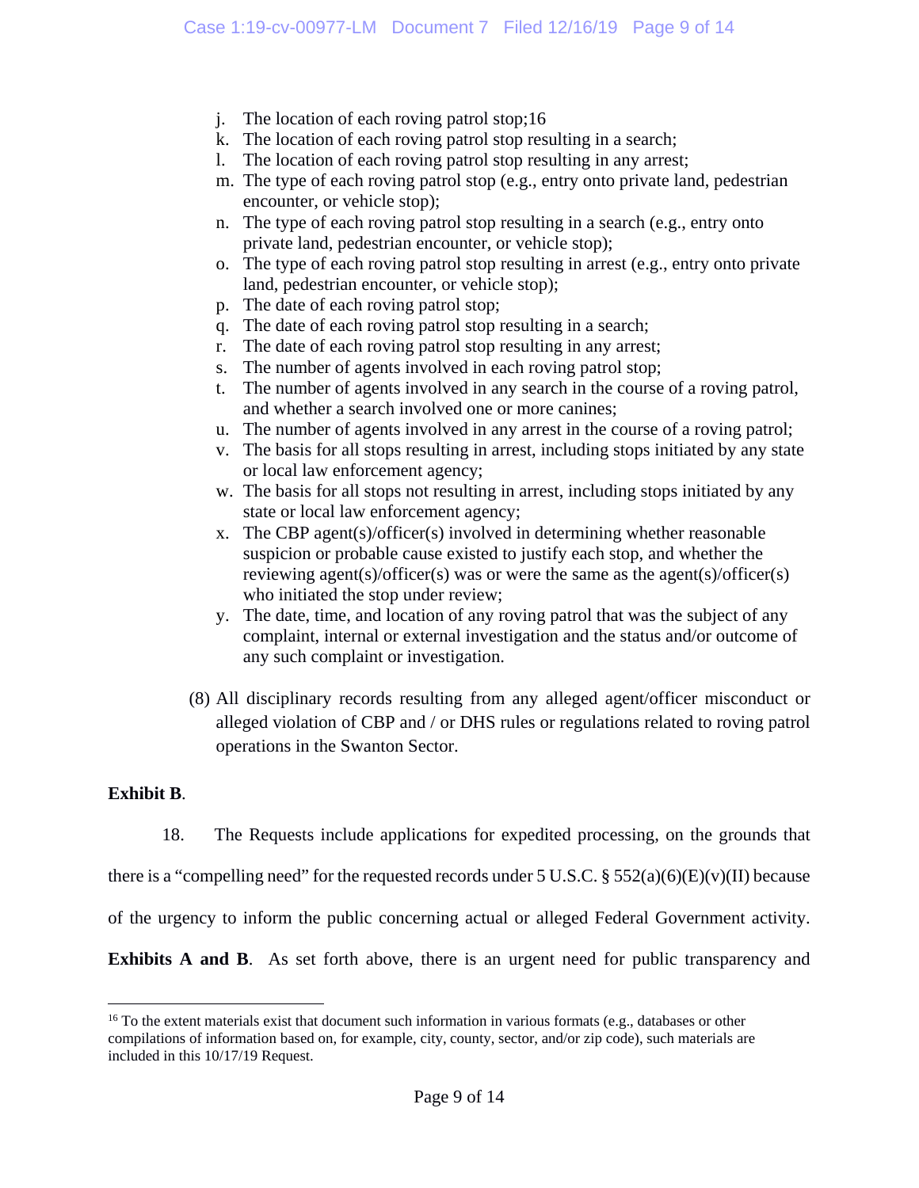j. The location of each roving patrol stop;[16]
k. The location of each roving patrol stop resulting in a search;
l. The location of each roving patrol stop resulting in any arrest;
m. The type of each roving patrol stop (e.g., entry onto private land, pedestrian encounter, or vehicle stop);
n. The type of each roving patrol stop resulting in a search (e.g., entry onto private land, pedestrian encounter, or vehicle stop);
o. The type of each roving patrol stop resulting in arrest (e.g., entry onto private land, pedestrian encounter, or vehicle stop);
p. The date of each roving patrol stop;
q. The date of each roving patrol stop resulting in a search;
r. The date of each roving patrol stop resulting in any arrest;
s. The number of agents involved in each roving patrol stop;
t. The number of agents involved in any search in the course of a roving patrol, and whether a search involved one or more canines;
u. The number of agents involved in any arrest in the course of a roving patrol;
v. The basis for all stops resulting in arrest, including stops initiated by any state or local law enforcement agency;
w. The basis for all stops not resulting in arrest, including stops initiated by any state or local law enforcement agency;
x. The CBP agent(s)/officer(s) involved in determining whether reasonable suspicion or probable cause existed to justify each stop, and whether the reviewing agent(s)/officer(s) was or were the same as the agent(s)/officer(s) who initiated the stop under review;
y. The date, time, and location of any roving patrol that was the subject of any complaint, internal or external investigation and the status and/or outcome of any such complaint or investigation.

(8) All disciplinary records resulting from any alleged agent/officer misconduct or alleged violation of CBP and / or DHS rules or regulations related to roving patrol operations in the Swanton Sector.

**Exhibit B**.

18. The Requests include applications for expedited processing, on the grounds that there is a "compelling need" for the requested records under 5 U.S.C. § 552(a)(6)(E)(v)(II) because of the urgency to inform the public concerning actual or alleged Federal Government activity. **Exhibits A and B**. As set forth above, there is an urgent need for public transparency and

[16] To the extent materials exist that document such information in various formats (e.g., databases or other compilations of information based on, for example, city, county, sector, and/or zip code), such materials are included in this 10/17/19 Request.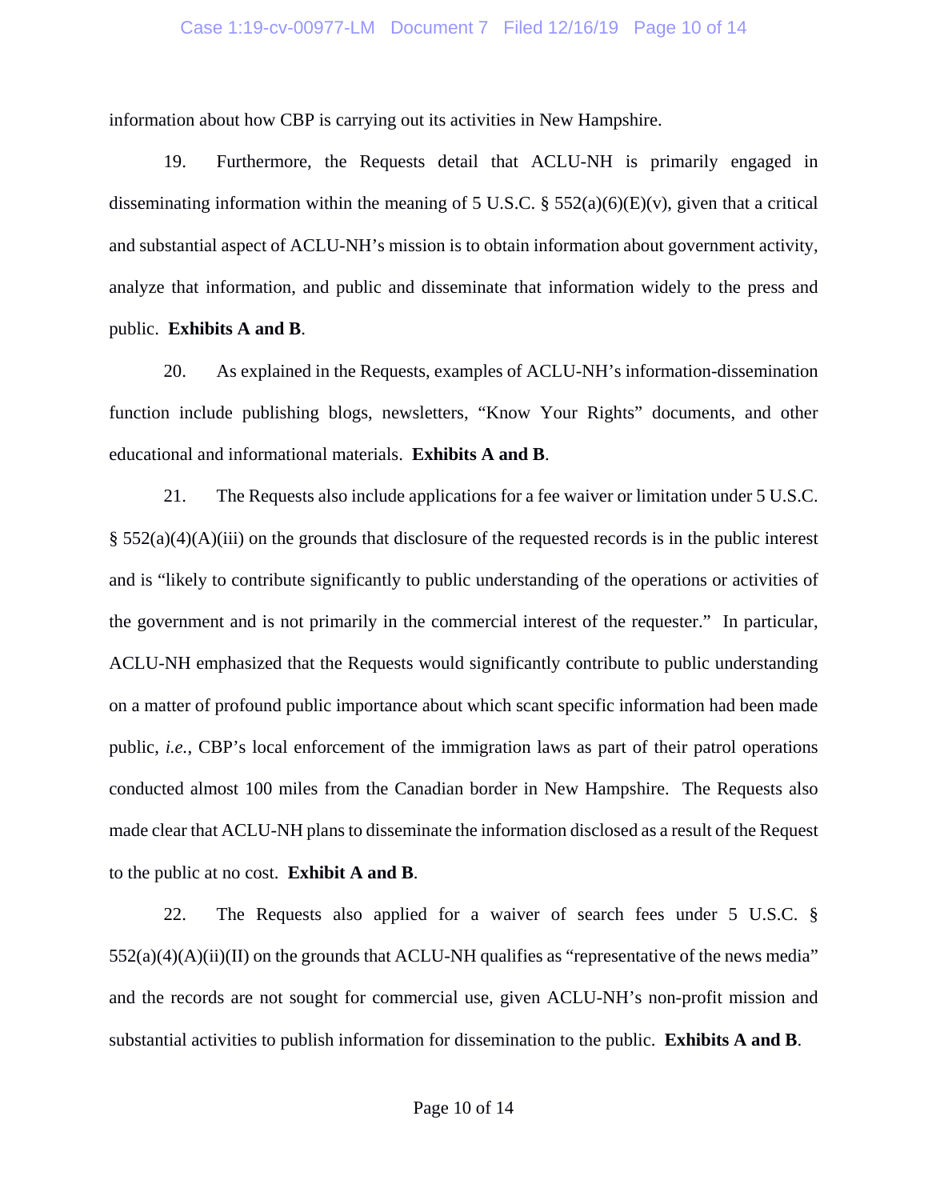information about how CBP is carrying out its activities in New Hampshire.

19. Furthermore, the Requests detail that ACLU-NH is primarily engaged in disseminating information within the meaning of 5 U.S.C. § 552(a)(6)(E)(v), given that a critical and substantial aspect of ACLU-NH's mission is to obtain information about government activity, analyze that information, and public and disseminate that information widely to the press and public. **Exhibits A and B**.

20. As explained in the Requests, examples of ACLU-NH's information-dissemination function include publishing blogs, newsletters, "Know Your Rights" documents, and other educational and informational materials. **Exhibits A and B**.

21. The Requests also include applications for a fee waiver or limitation under 5 U.S.C. § 552(a)(4)(A)(iii) on the grounds that disclosure of the requested records is in the public interest and is "likely to contribute significantly to public understanding of the operations or activities of the government and is not primarily in the commercial interest of the requester." In particular, ACLU-NH emphasized that the Requests would significantly contribute to public understanding on a matter of profound public importance about which scant specific information had been made public, *i.e.*, CBP's local enforcement of the immigration laws as part of their patrol operations conducted almost 100 miles from the Canadian border in New Hampshire. The Requests also made clear that ACLU-NH plans to disseminate the information disclosed as a result of the Request to the public at no cost. **Exhibit A and B**.

22. The Requests also applied for a waiver of search fees under 5 U.S.C. § 552(a)(4)(A)(ii)(II) on the grounds that ACLU-NH qualifies as "representative of the news media" and the records are not sought for commercial use, given ACLU-NH's non-profit mission and substantial activities to publish information for dissemination to the public. **Exhibits A and B**.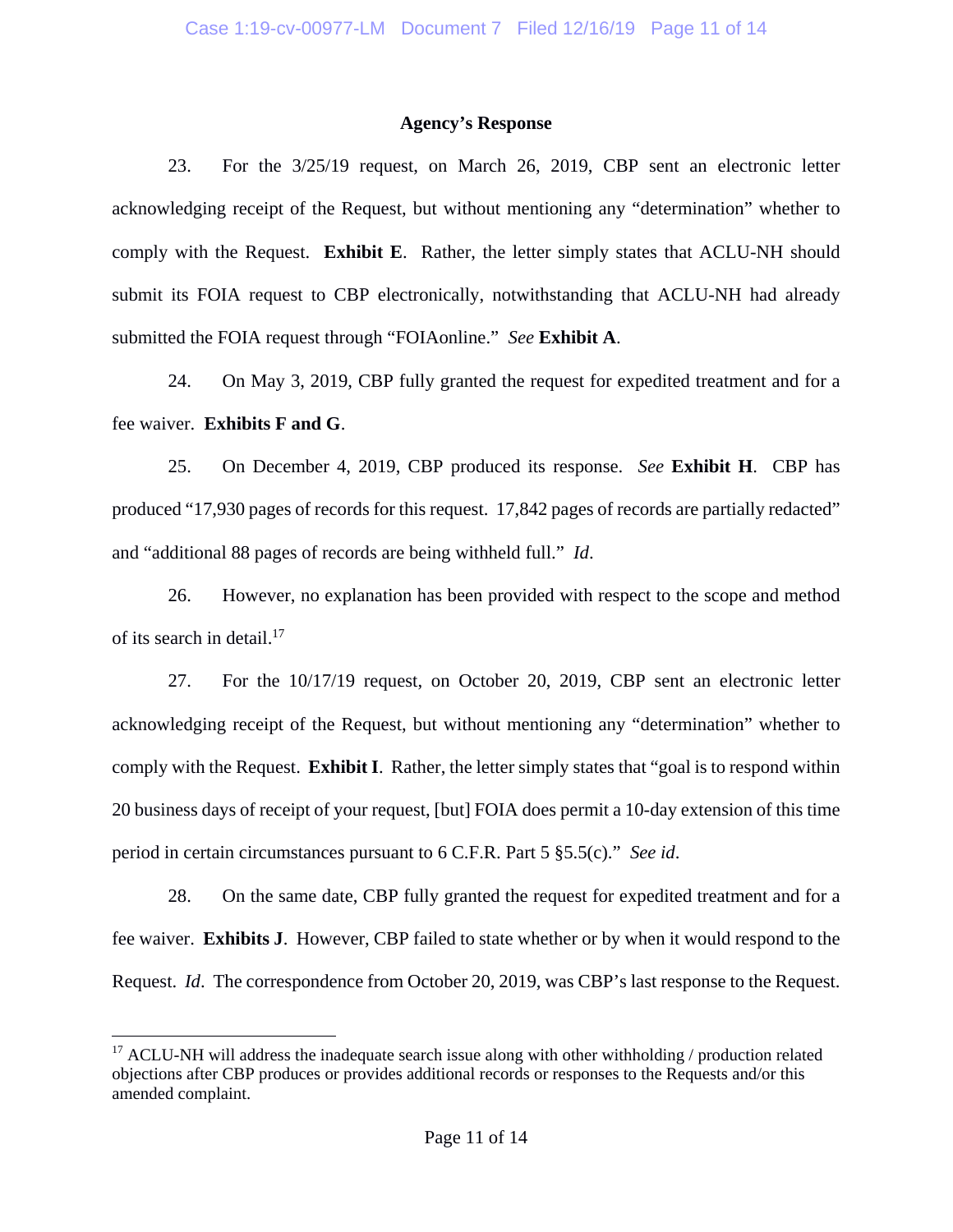**Agency's Response**

23. For the 3/25/19 request, on March 26, 2019, CBP sent an electronic letter acknowledging receipt of the Request, but without mentioning any "determination" whether to comply with the Request. **Exhibit E**. Rather, the letter simply states that ACLU-NH should submit its FOIA request to CBP electronically, notwithstanding that ACLU-NH had already submitted the FOIA request through "FOIAonline." *See* **Exhibit A**.

24. On May 3, 2019, CBP fully granted the request for expedited treatment and for a fee waiver. **Exhibits F and G**.

25. On December 4, 2019, CBP produced its response. *See* **Exhibit H**. CBP has produced "17,930 pages of records for this request. 17,842 pages of records are partially redacted" and "additional 88 pages of records are being withheld full." *Id*.

26. However, no explanation has been provided with respect to the scope and method of its search in detail.[17]

27. For the 10/17/19 request, on October 20, 2019, CBP sent an electronic letter acknowledging receipt of the Request, but without mentioning any "determination" whether to comply with the Request. **Exhibit I**. Rather, the letter simply states that "goal is to respond within 20 business days of receipt of your request, [but] FOIA does permit a 10-day extension of this time period in certain circumstances pursuant to 6 C.F.R. Part 5 §5.5(c)." *See id*.

28. On the same date, CBP fully granted the request for expedited treatment and for a fee waiver. **Exhibits J**. However, CBP failed to state whether or by when it would respond to the Request. *Id*. The correspondence from October 20, 2019, was CBP's last response to the Request.

---

[17] ACLU-NH will address the inadequate search issue along with other withholding / production related objections after CBP produces or provides additional records or responses to the Requests and/or this amended complaint.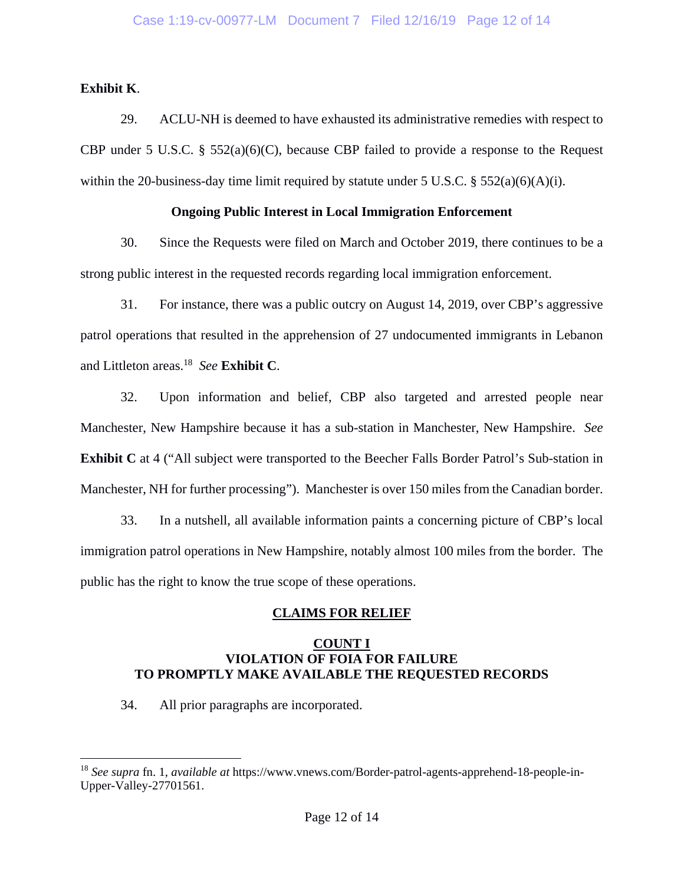**Exhibit K**.

29. ACLU-NH is deemed to have exhausted its administrative remedies with respect to CBP under 5 U.S.C. § 552(a)(6)(C), because CBP failed to provide a response to the Request within the 20-business-day time limit required by statute under 5 U.S.C. § 552(a)(6)(A)(i).

**Ongoing Public Interest in Local Immigration Enforcement**

30. Since the Requests were filed on March and October 2019, there continues to be a strong public interest in the requested records regarding local immigration enforcement.

31. For instance, there was a public outcry on August 14, 2019, over CBP's aggressive patrol operations that resulted in the apprehension of 27 undocumented immigrants in Lebanon and Littleton areas.[18] *See* **Exhibit C**.

32. Upon information and belief, CBP also targeted and arrested people near Manchester, New Hampshire because it has a sub-station in Manchester, New Hampshire. *See* **Exhibit C** at 4 ("All subject were transported to the Beecher Falls Border Patrol's Sub-station in Manchester, NH for further processing"). Manchester is over 150 miles from the Canadian border.

33. In a nutshell, all available information paints a concerning picture of CBP's local immigration patrol operations in New Hampshire, notably almost 100 miles from the border. The public has the right to know the true scope of these operations.

## CLAIMS FOR RELIEF

### COUNT I
### VIOLATION OF FOIA FOR FAILURE TO PROMPTLY MAKE AVAILABLE THE REQUESTED RECORDS

34. All prior paragraphs are incorporated.

---

[18] *See supra* fn. 1, *available at* https://www.vnews.com/Border-patrol-agents-apprehend-18-people-in-Upper-Valley-27701561.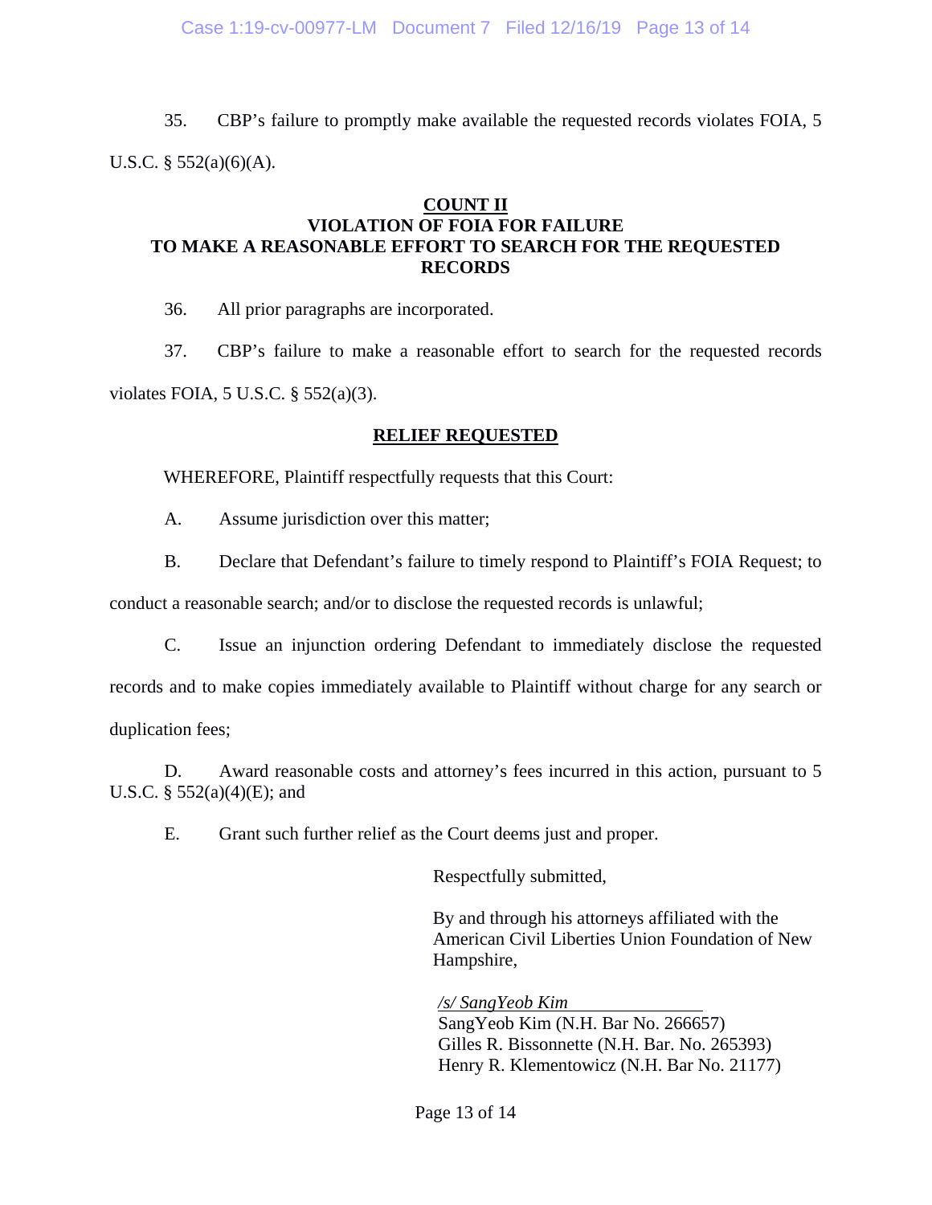35. CBP's failure to promptly make available the requested records violates FOIA, 5 U.S.C. § 552(a)(6)(A).

**COUNT II**
**VIOLATION OF FOIA FOR FAILURE TO MAKE A REASONABLE EFFORT TO SEARCH FOR THE REQUESTED RECORDS**

36. All prior paragraphs are incorporated.

37. CBP's failure to make a reasonable effort to search for the requested records violates FOIA, 5 U.S.C. § 552(a)(3).

**RELIEF REQUESTED**

WHEREFORE, Plaintiff respectfully requests that this Court:

A. Assume jurisdiction over this matter;

B. Declare that Defendant's failure to timely respond to Plaintiff's FOIA Request; to conduct a reasonable search; and/or to disclose the requested records is unlawful;

C. Issue an injunction ordering Defendant to immediately disclose the requested records and to make copies immediately available to Plaintiff without charge for any search or duplication fees;

D. Award reasonable costs and attorney's fees incurred in this action, pursuant to 5 U.S.C. § 552(a)(4)(E); and

E. Grant such further relief as the Court deems just and proper.

Respectfully submitted,

By and through his attorneys affiliated with the American Civil Liberties Union Foundation of New Hampshire,

*/s/ SangYeob Kim*
SangYeob Kim (N.H. Bar No. 266657)
Gilles R. Bissonnette (N.H. Bar. No. 265393)
Henry R. Klementowicz (N.H. Bar No. 21177)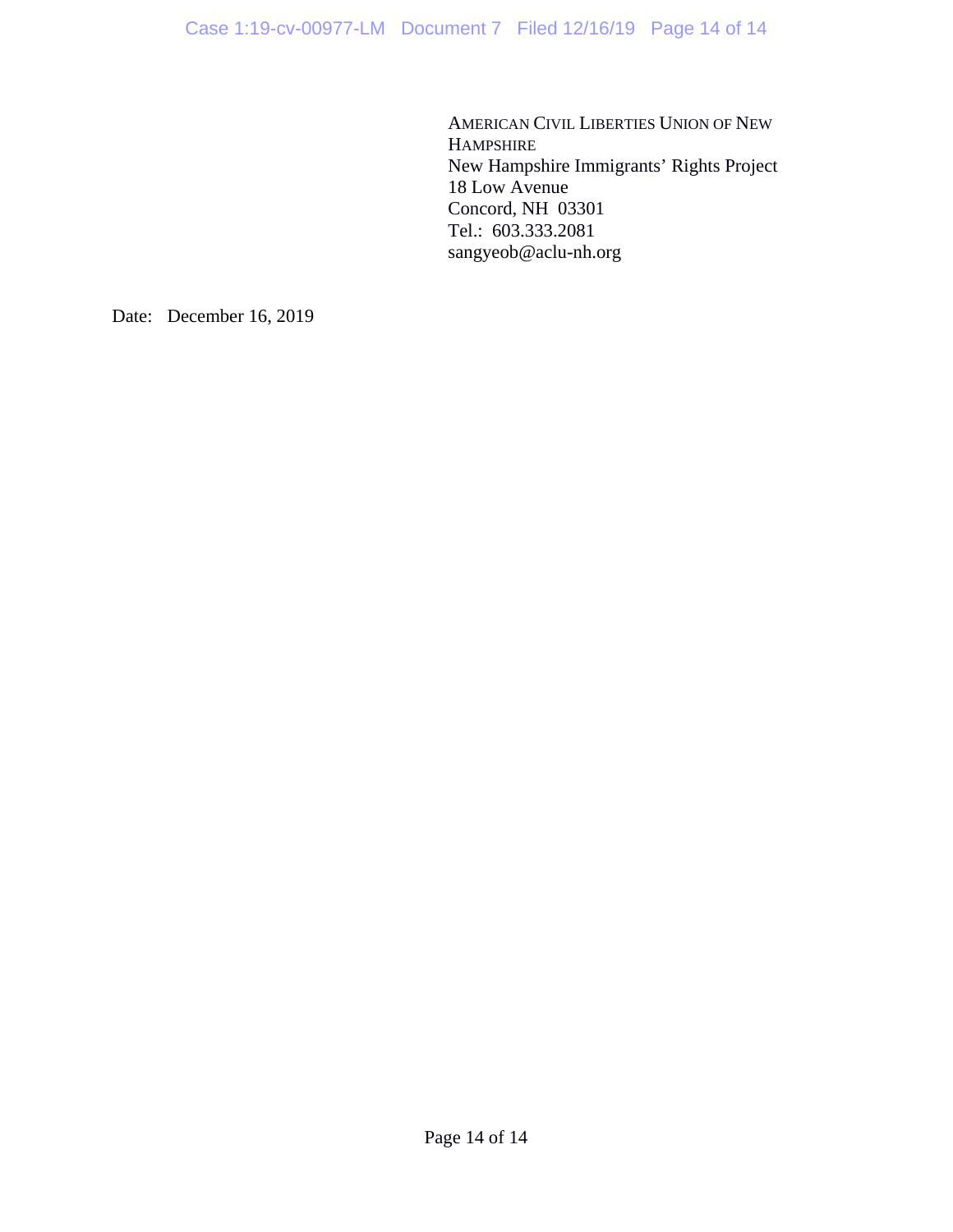AMERICAN CIVIL LIBERTIES UNION OF NEW HAMPSHIRE
New Hampshire Immigrants' Rights Project
18 Low Avenue
Concord, NH 03301
Tel.: 603.333.2081
sangyeob@aclu-nh.org

Date: December 16, 2019